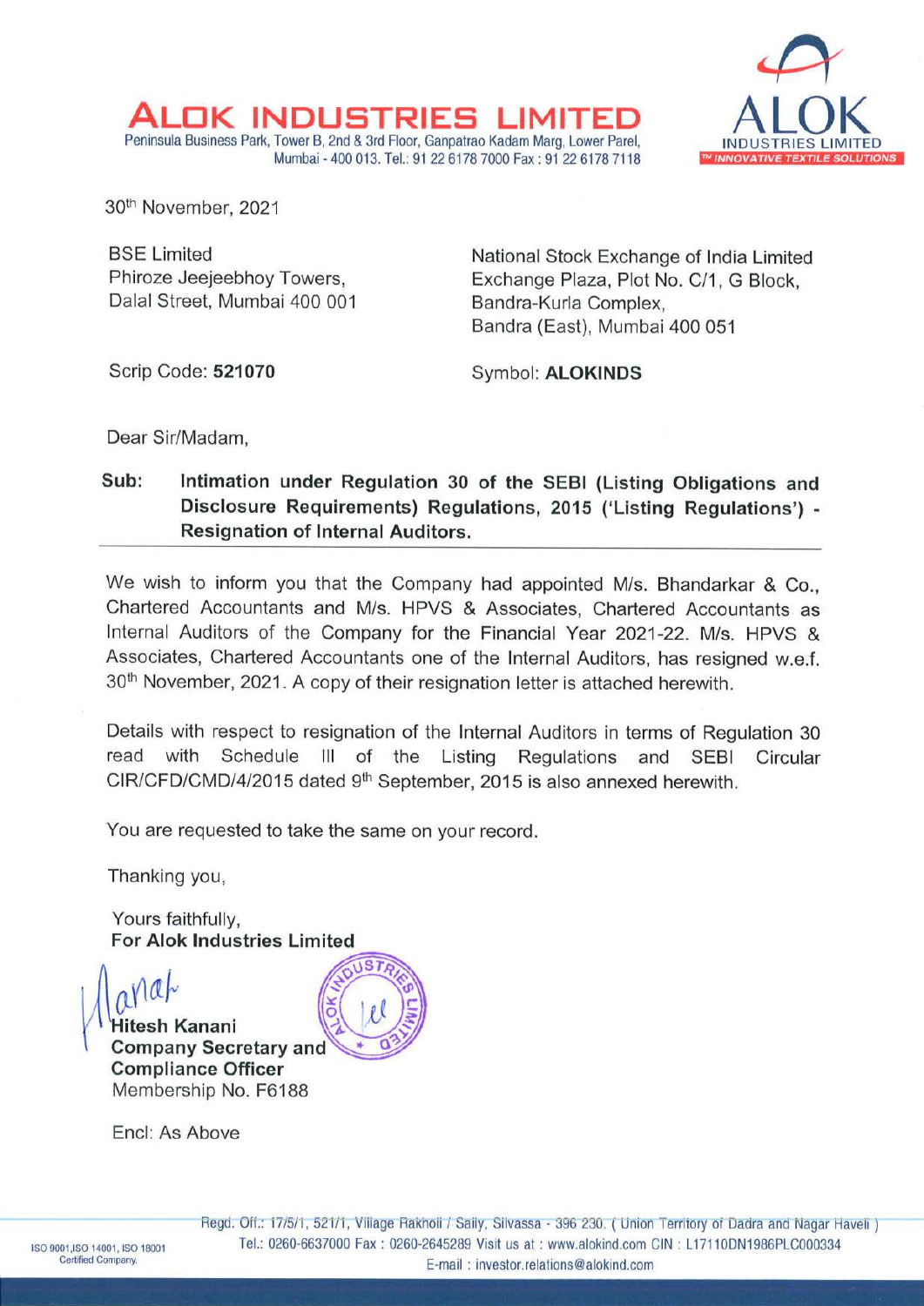# ALOK INDUSTRIES LIMITED

Peninsula Business Park, Tower B, 2nd & 3rd Floor, Ganpatrao Kadam Marg, Lower Parel, Mumbai - 400 013. Tel.: 91 22 6178 7000 Fax : 91 22 6178 7118

30th November, 2021

BSE Limited
Phiroze Jeejeebhoy Towers,
Dalal Street, Mumbai 400 001

Scrip Code: **521070**

National Stock Exchange of India Limited
Exchange Plaza, Plot No. C/1, G Block,
Bandra-Kurla Complex,
Bandra (East), Mumbai 400 051

Symbol: **ALOKINDS**

Dear Sir/Madam,

**Sub: Intimation under Regulation 30 of the SEBI (Listing Obligations and Disclosure Requirements) Regulations, 2015 ('Listing Regulations') - Resignation of Internal Auditors.**

We wish to inform you that the Company had appointed M/s. Bhandarkar & Co., Chartered Accountants and M/s. HPVS & Associates, Chartered Accountants as Internal Auditors of the Company for the Financial Year 2021-22. M/s. HPVS & Associates, Chartered Accountants one of the Internal Auditors, has resigned w.e.f. 30th November, 2021. A copy of their resignation letter is attached herewith.

Details with respect to resignation of the Internal Auditors in terms of Regulation 30 read with Schedule III of the Listing Regulations and SEBI Circular CIR/CFD/CMD/4/2015 dated 9th September, 2015 is also annexed herewith.

You are requested to take the same on your record.

Thanking you,

Yours faithfully,
**For Alok Industries Limited**

**Hitesh Kanani**
**Company Secretary and Compliance Officer**
Membership No. F6188

Encl: As Above

Regd. Off.: 17/5/1, 521/1, Village Rakholi / Saily, Silvassa - 396 230. ( Union Territory of Dadra and Nagar Haveli )
Tel.: 0260-6637000 Fax : 0260-2645289 Visit us at : www.alokind.com CIN : L17110DN1986PLC000334
E-mail : investor.relations@alokind.com

ISO 9001,ISO 14001, ISO 18001 Certified Company.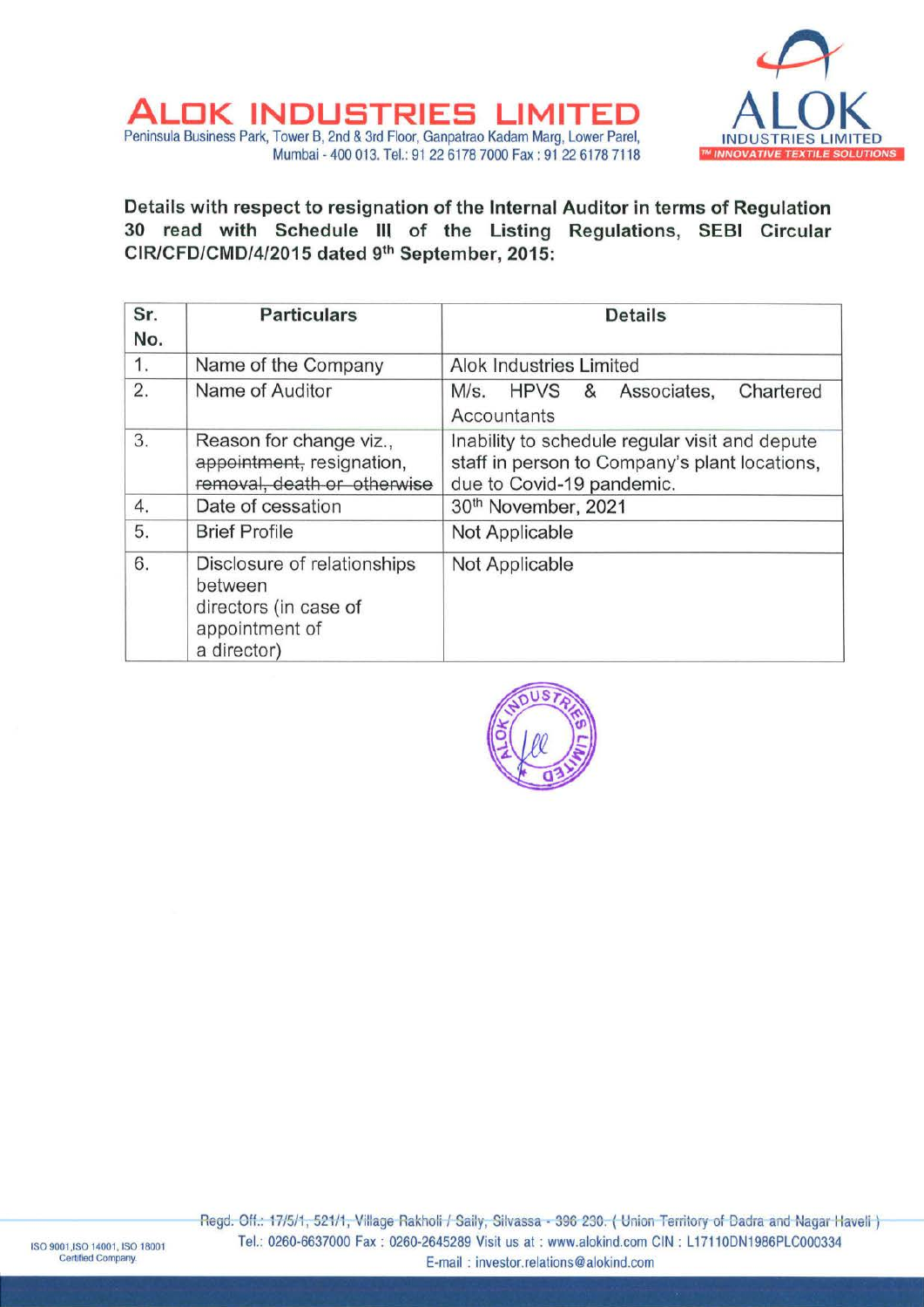# ALOK INDUSTRIES LIMITED

Peninsula Business Park, Tower B, 2nd & 3rd Floor, Ganpatrao Kadam Marg, Lower Parel, Mumbai - 400 013. Tel.: 91 22 6178 7000 Fax : 91 22 6178 7118

**Details with respect to resignation of the Internal Auditor in terms of Regulation 30 read with Schedule III of the Listing Regulations, SEBI Circular CIR/CFD/CMD/4/2015 dated 9th September, 2015:**

| Sr. No. | Particulars | Details |
|---|---|---|
| 1. | Name of the Company | Alok Industries Limited |
| 2. | Name of Auditor | M/s. HPVS & Associates, Chartered Accountants |
| 3. | Reason for change viz., ~~appointment,~~ resignation, ~~removal, death or otherwise~~ | Inability to schedule regular visit and depute staff in person to Company's plant locations, due to Covid-19 pandemic. |
| 4. | Date of cessation | 30th November, 2021 |
| 5. | Brief Profile | Not Applicable |
| 6. | Disclosure of relationships between directors (in case of appointment of a director) | Not Applicable |

Regd. Off.: 17/5/1, 521/1, Village Rakholi / Saily, Silvassa - 396 230. ( Union Territory of Dadra and Nagar Haveli ) Tel.: 0260-6637000 Fax : 0260-2645289 Visit us at : www.alokind.com CIN : L17110DN1986PLC000334 E-mail : investor.relations@alokind.com

ISO 9001, ISO 14001, ISO 18001 Certified Company.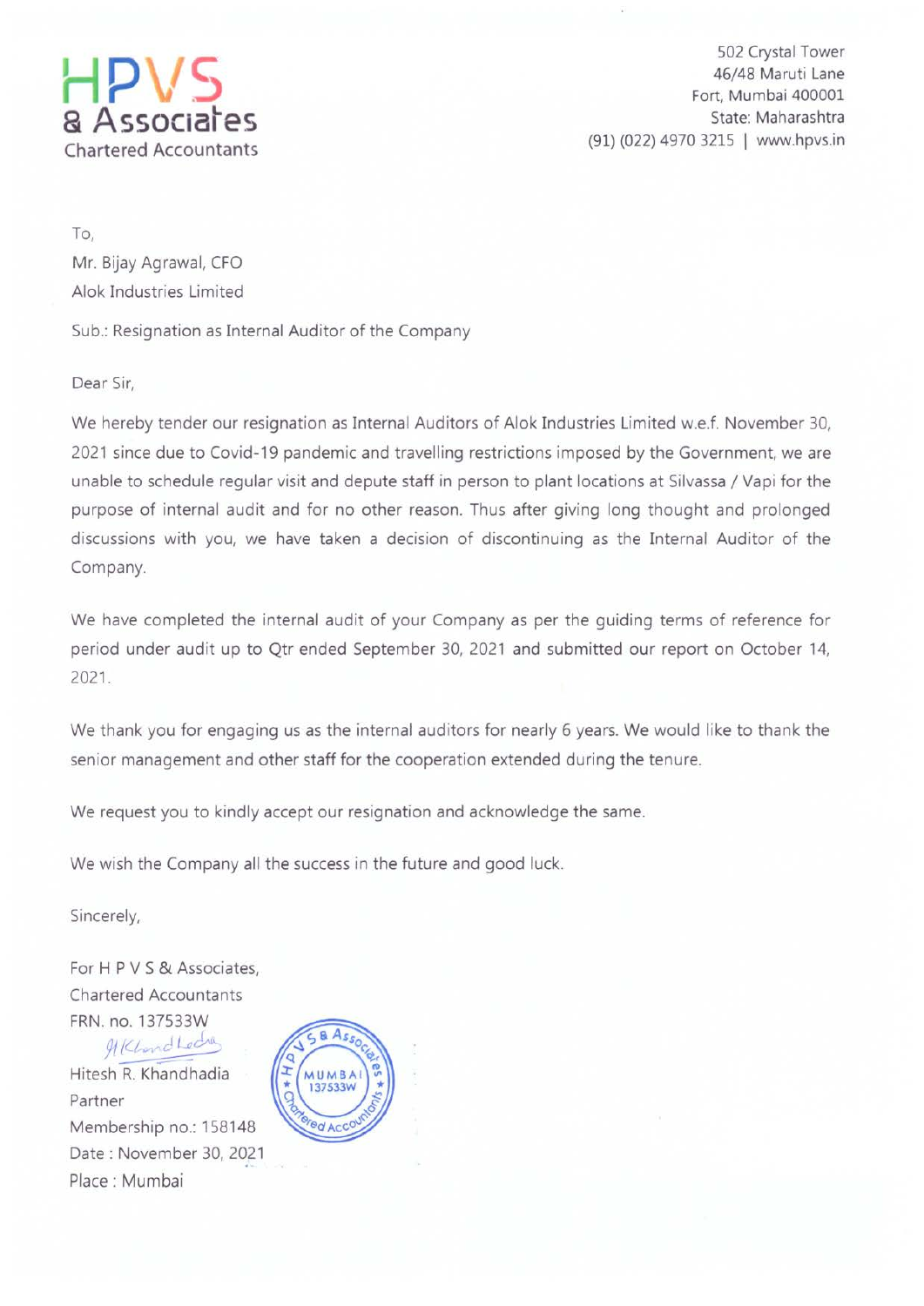**HPVS**
**& Associates**
Chartered Accountants

502 Crystal Tower
46/48 Maruti Lane
Fort, Mumbai 400001
State: Maharashtra
(91) (022) 4970 3215 | www.hpvs.in

To,
Mr. Bijay Agrawal, CFO
Alok Industries Limited

Sub.: Resignation as Internal Auditor of the Company

Dear Sir,

We hereby tender our resignation as Internal Auditors of Alok Industries Limited w.e.f. November 30, 2021 since due to Covid-19 pandemic and travelling restrictions imposed by the Government, we are unable to schedule regular visit and depute staff in person to plant locations at Silvassa / Vapi for the purpose of internal audit and for no other reason. Thus after giving long thought and prolonged discussions with you, we have taken a decision of discontinuing as the Internal Auditor of the Company.

We have completed the internal audit of your Company as per the guiding terms of reference for period under audit up to Qtr ended September 30, 2021 and submitted our report on October 14, 2021.

We thank you for engaging us as the internal auditors for nearly 6 years. We would like to thank the senior management and other staff for the cooperation extended during the tenure.

We request you to kindly accept our resignation and acknowledge the same.

We wish the Company all the success in the future and good luck.

Sincerely,

For H P V S & Associates,
Chartered Accountants
FRN. no. 137533W

Hitesh R. Khandhadia
Partner
Membership no.: 158148
Date : November 30, 2021
Place : Mumbai